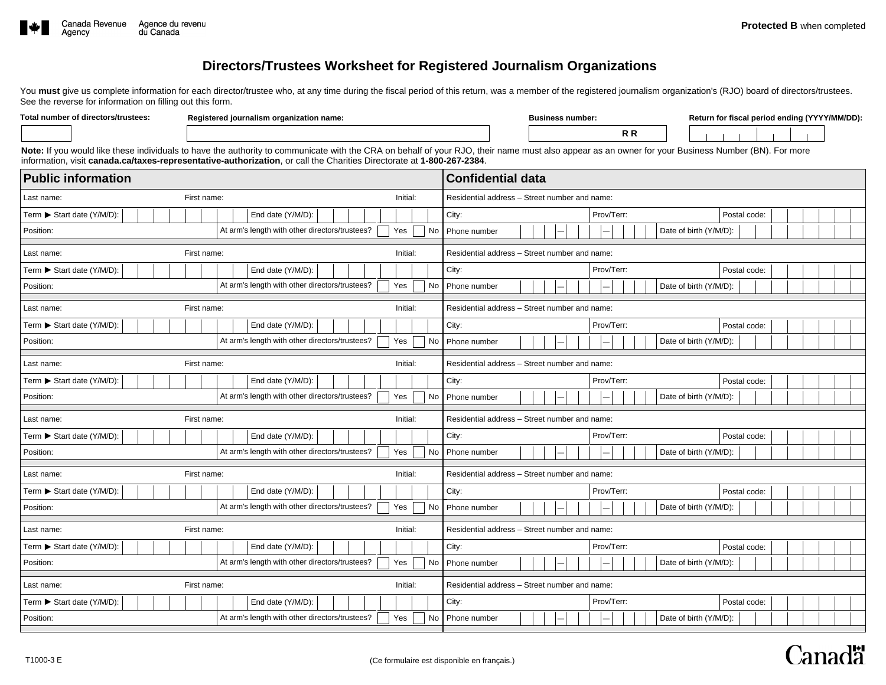Canada Revenue Agency / Agence du revenu du Canada

**Protected B** when completed

# Directors/Trustees Worksheet for Registered Journalism Organizations

You **must** give us complete information for each director/trustee who, at any time during the fiscal period of this return, was a member of the registered journalism organization's (RJO) board of directors/trustees. See the reverse for information on filling out this form.

| Total number of directors/trustees: | Registered journalism organization name: | Business number: | Return for fiscal period ending (YYYY/MM/DD): |
|---|---|---|---|
| | | R R | |

**Note:** If you would like these individuals to have the authority to communicate with the CRA on behalf of your RJO, their name must also appear as an owner for your Business Number (BN). For more information, visit **canada.ca/taxes-representative-authorization**, or call the Charities Directorate at **1-800-267-2384**.

| Public information | | | Confidential data | | |
|---|---|---|---|---|---|
| Last name: | First name: | Initial: | Residential address – Street number and name: | | |
| Term ▶ Start date (Y/M/D): | End date (Y/M/D): | | City: | Prov/Terr: | Postal code: |
| Position: | At arm's length with other directors/trustees? ☐ Yes ☐ No | | Phone number – – | Date of birth (Y/M/D): | |
| Last name: | First name: | Initial: | Residential address – Street number and name: | | |
| Term ▶ Start date (Y/M/D): | End date (Y/M/D): | | City: | Prov/Terr: | Postal code: |
| Position: | At arm's length with other directors/trustees? ☐ Yes ☐ No | | Phone number – – | Date of birth (Y/M/D): | |
| Last name: | First name: | Initial: | Residential address – Street number and name: | | |
| Term ▶ Start date (Y/M/D): | End date (Y/M/D): | | City: | Prov/Terr: | Postal code: |
| Position: | At arm's length with other directors/trustees? ☐ Yes ☐ No | | Phone number – – | Date of birth (Y/M/D): | |
| Last name: | First name: | Initial: | Residential address – Street number and name: | | |
| Term ▶ Start date (Y/M/D): | End date (Y/M/D): | | City: | Prov/Terr: | Postal code: |
| Position: | At arm's length with other directors/trustees? ☐ Yes ☐ No | | Phone number – – | Date of birth (Y/M/D): | |
| Last name: | First name: | Initial: | Residential address – Street number and name: | | |
| Term ▶ Start date (Y/M/D): | End date (Y/M/D): | | City: | Prov/Terr: | Postal code: |
| Position: | At arm's length with other directors/trustees? ☐ Yes ☐ No | | Phone number – – | Date of birth (Y/M/D): | |
| Last name: | First name: | Initial: | Residential address – Street number and name: | | |
| Term ▶ Start date (Y/M/D): | End date (Y/M/D): | | City: | Prov/Terr: | Postal code: |
| Position: | At arm's length with other directors/trustees? ☐ Yes ☐ No | | Phone number – – | Date of birth (Y/M/D): | |
| Last name: | First name: | Initial: | Residential address – Street number and name: | | |
| Term ▶ Start date (Y/M/D): | End date (Y/M/D): | | City: | Prov/Terr: | Postal code: |
| Position: | At arm's length with other directors/trustees? ☐ Yes ☐ No | | Phone number – – | Date of birth (Y/M/D): | |
| Last name: | First name: | Initial: | Residential address – Street number and name: | | |
| Term ▶ Start date (Y/M/D): | End date (Y/M/D): | | City: | Prov/Terr: | Postal code: |
| Position: | At arm's length with other directors/trustees? ☐ Yes ☐ No | | Phone number – – | Date of birth (Y/M/D): | |

T1000-3 E

(Ce formulaire est disponible en français.)

Canada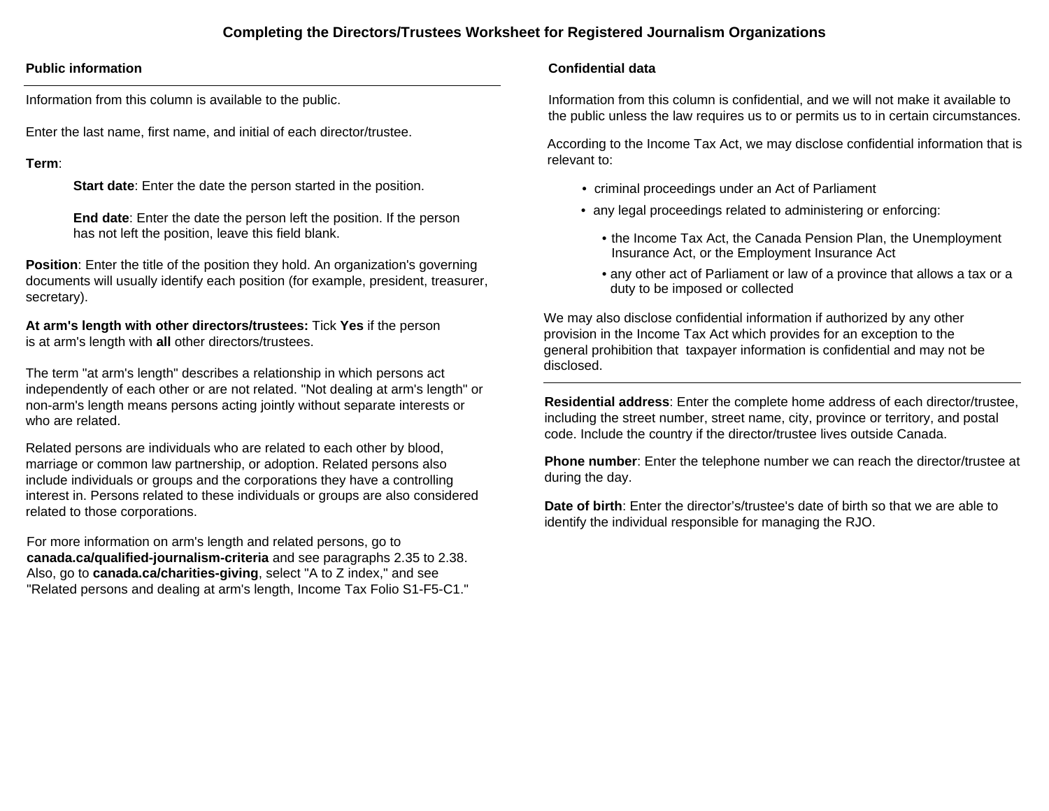# Completing the Directors/Trustees Worksheet for Registered Journalism Organizations

## Public information

Information from this column is available to the public.

Enter the last name, first name, and initial of each director/trustee.

**Term**:

> **Start date**: Enter the date the person started in the position.
>
> **End date**: Enter the date the person left the position. If the person has not left the position, leave this field blank.

**Position**: Enter the title of the position they hold. An organization's governing documents will usually identify each position (for example, president, treasurer, secretary).

**At arm's length with other directors/trustees:** Tick **Yes** if the person is at arm's length with **all** other directors/trustees.

The term "at arm's length" describes a relationship in which persons act independently of each other or are not related. "Not dealing at arm's length" or non-arm's length means persons acting jointly without separate interests or who are related.

Related persons are individuals who are related to each other by blood, marriage or common law partnership, or adoption. Related persons also include individuals or groups and the corporations they have a controlling interest in. Persons related to these individuals or groups are also considered related to those corporations.

For more information on arm's length and related persons, go to **canada.ca/qualified-journalism-criteria** and see paragraphs 2.35 to 2.38. Also, go to **canada.ca/charities-giving**, select "A to Z index," and see "Related persons and dealing at arm's length, Income Tax Folio S1-F5-C1."

## Confidential data

Information from this column is confidential, and we will not make it available to the public unless the law requires us to or permits us to in certain circumstances.

According to the Income Tax Act, we may disclose confidential information that is relevant to:

- criminal proceedings under an Act of Parliament
- any legal proceedings related to administering or enforcing:
  - the Income Tax Act, the Canada Pension Plan, the Unemployment Insurance Act, or the Employment Insurance Act
  - any other act of Parliament or law of a province that allows a tax or a duty to be imposed or collected

We may also disclose confidential information if authorized by any other provision in the Income Tax Act which provides for an exception to the general prohibition that taxpayer information is confidential and may not be disclosed.

**Residential address**: Enter the complete home address of each director/trustee, including the street number, street name, city, province or territory, and postal code. Include the country if the director/trustee lives outside Canada.

**Phone number**: Enter the telephone number we can reach the director/trustee at during the day.

**Date of birth**: Enter the director's/trustee's date of birth so that we are able to identify the individual responsible for managing the RJO.